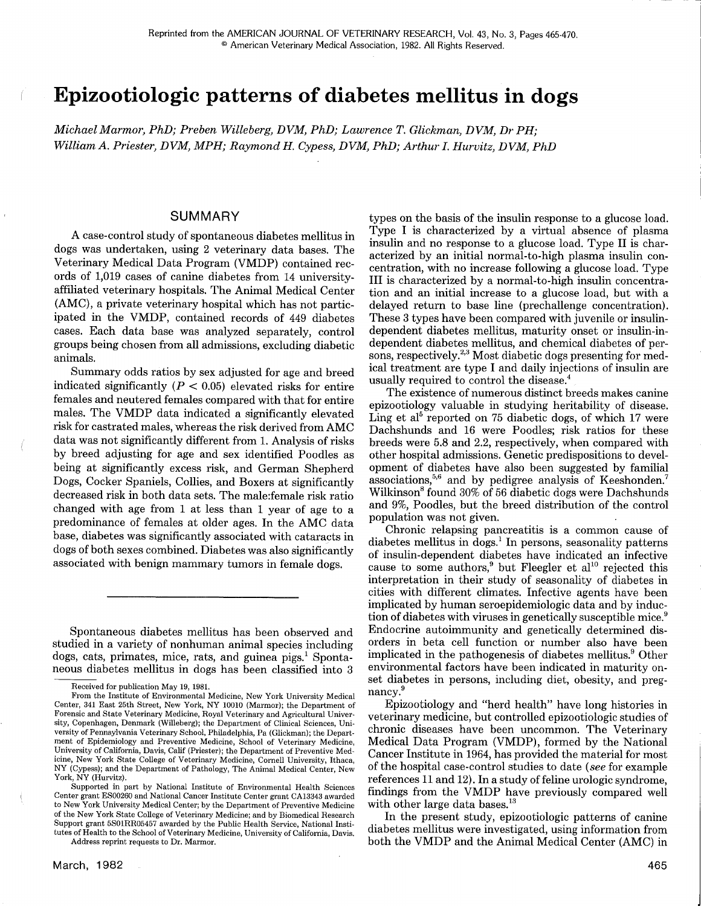Reprinted from the AMERICAN JOURNAL OF VETERINARY RESEARCH, Vol. 43, No. 3, Pages 465-470.
© American Veterinary Medical Association, 1982. All Rights Reserved.

# Epizootiologic patterns of diabetes mellitus in dogs

*Michael Marmor, PhD; Preben Willeberg, DVM, PhD; Lawrence T. Glickman, DVM, Dr PH; William A. Priester, DVM, MPH; Raymond H. Cypess, DVM, PhD; Arthur I. Hurvitz, DVM, PhD*

## SUMMARY

A case-control study of spontaneous diabetes mellitus in dogs was undertaken, using 2 veterinary data bases. The Veterinary Medical Data Program (VMDP) contained records of 1,019 cases of canine diabetes from 14 university-affiliated veterinary hospitals. The Animal Medical Center (AMC), a private veterinary hospital which has not participated in the VMDP, contained records of 449 diabetes cases. Each data base was analyzed separately, control groups being chosen from all admissions, excluding diabetic animals.

Summary odds ratios by sex adjusted for age and breed indicated significantly ($P < 0.05$) elevated risks for entire females and neutered females compared with that for entire males. The VMDP data indicated a significantly elevated risk for castrated males, whereas the risk derived from AMC data was not significantly different from 1. Analysis of risks by breed adjusting for age and sex identified Poodles as being at significantly excess risk, and German Shepherd Dogs, Cocker Spaniels, Collies, and Boxers at significantly decreased risk in both data sets. The male:female risk ratio changed with age from 1 at less than 1 year of age to a predominance of females at older ages. In the AMC data base, diabetes was significantly associated with cataracts in dogs of both sexes combined. Diabetes was also significantly associated with benign mammary tumors in female dogs.

---

Spontaneous diabetes mellitus has been observed and studied in a variety of nonhuman animal species including dogs, cats, primates, mice, rats, and guinea pigs.[1] Spontaneous diabetes mellitus in dogs has been classified into 3 types on the basis of the insulin response to a glucose load. Type I is characterized by a virtual absence of plasma insulin and no response to a glucose load. Type II is characterized by an initial normal-to-high plasma insulin concentration, with no increase following a glucose load. Type III is characterized by a normal-to-high insulin concentration and an initial increase to a glucose load, but with a delayed return to base line (prechallenge concentration). These 3 types have been compared with juvenile or insulin-dependent diabetes mellitus, maturity onset or insulin-independent diabetes mellitus, and chemical diabetes of persons, respectively.[2,3] Most diabetic dogs presenting for medical treatment are type I and daily injections of insulin are usually required to control the disease.[4]

The existence of numerous distinct breeds makes canine epizootiology valuable in studying heritability of disease. Ling et al[5] reported on 75 diabetic dogs, of which 17 were Dachshunds and 16 were Poodles; risk ratios for these breeds were 5.8 and 2.2, respectively, when compared with other hospital admissions. Genetic predispositions to development of diabetes have also been suggested by familial associations,[5,6] and by pedigree analysis of Keeshonden.[7] Wilkinson[8] found 30% of 56 diabetic dogs were Dachshunds and 9%, Poodles, but the breed distribution of the control population was not given.

Chronic relapsing pancreatitis is a common cause of diabetes mellitus in dogs.[1] In persons, seasonality patterns of insulin-dependent diabetes have indicated an infective cause to some authors,[9] but Fleegler et al[10] rejected this interpretation in their study of seasonality of diabetes in cities with different climates. Infective agents have been implicated by human seroepidemiologic data and by induction of diabetes with viruses in genetically susceptible mice.[9] Endocrine autoimmunity and genetically determined disorders in beta cell function or number also have been implicated in the pathogenesis of diabetes mellitus.[9] Other environmental factors have been indicated in maturity onset diabetes in persons, including diet, obesity, and pregnancy.[9]

Epizootiology and "herd health" have long histories in veterinary medicine, but controlled epizootiologic studies of chronic diseases have been uncommon. The Veterinary Medical Data Program (VMDP), formed by the National Cancer Institute in 1964, has provided the material for most of the hospital case-control studies to date (*see* for example references 11 and 12). In a study of feline urologic syndrome, findings from the VMDP have previously compared well with other large data bases.[13]

In the present study, epizootiologic patterns of canine diabetes mellitus were investigated, using information from both the VMDP and the Animal Medical Center (AMC) in

---

Received for publication May 19, 1981.

From the Institute of Environmental Medicine, New York University Medical Center, 341 East 25th Street, New York, NY 10010 (Marmor); the Department of Forensic and State Veterinary Medicine, Royal Veterinary and Agricultural University, Copenhagen, Denmark (Willeberg); the Department of Clinical Sciences, University of Pennsylvania Veterinary School, Philadelphia, Pa (Glickman); the Department of Epidemiology and Preventive Medicine, School of Veterinary Medicine, University of California, Davis, Calif (Priester); the Department of Preventive Medicine, New York State College of Veterinary Medicine, Cornell University, Ithaca, NY (Cypess); and the Department of Pathology, The Animal Medical Center, New York, NY (Hurvitz).

Supported in part by National Institute of Environmental Health Sciences Center grant ES00260 and National Cancer Institute Center grant CA13343 awarded to New York University Medical Center; by the Department of Preventive Medicine of the New York State College of Veterinary Medicine; and by Biomedical Research Support grant 5S01RR05457 awarded by the Public Health Service, National Institutes of Health to the School of Veterinary Medicine, University of California, Davis.

Address reprint requests to Dr. Marmor.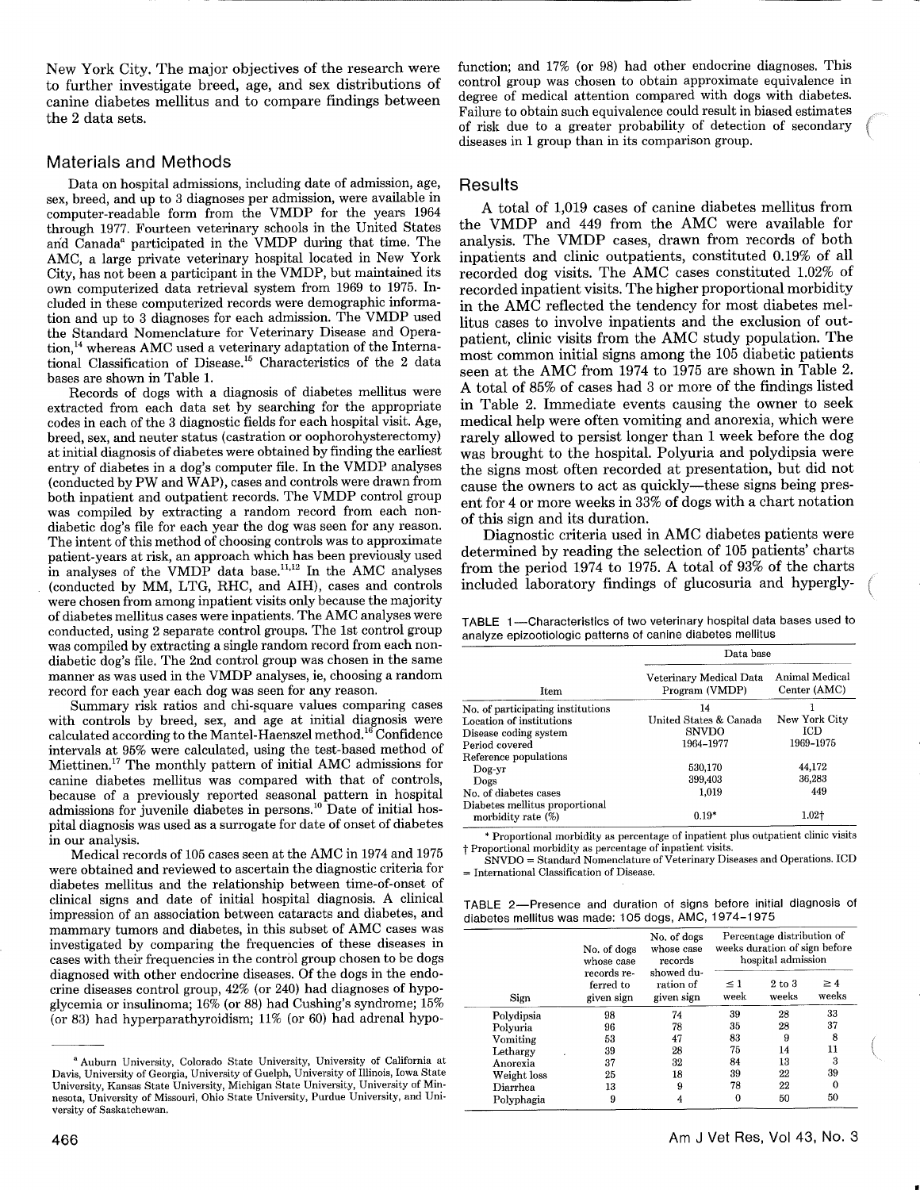New York City. The major objectives of the research were to further investigate breed, age, and sex distributions of canine diabetes mellitus and to compare findings between the 2 data sets.

## Materials and Methods

Data on hospital admissions, including date of admission, age, sex, breed, and up to 3 diagnoses per admission, were available in computer-readable form from the VMDP for the years 1964 through 1977. Fourteen veterinary schools in the United States and Canada[a] participated in the VMDP during that time. The AMC, a large private veterinary hospital located in New York City, has not been a participant in the VMDP, but maintained its own computerized data retrieval system from 1969 to 1975. Included in these computerized records were demographic information and up to 3 diagnoses for each admission. The VMDP used the Standard Nomenclature for Veterinary Disease and Operation,[14] whereas AMC used a veterinary adaptation of the International Classification of Disease.[15] Characteristics of the 2 data bases are shown in Table 1.

Records of dogs with a diagnosis of diabetes mellitus were extracted from each data set by searching for the appropriate codes in each of the 3 diagnostic fields for each hospital visit. Age, breed, sex, and neuter status (castration or oophorohysterectomy) at initial diagnosis of diabetes were obtained by finding the earliest entry of diabetes in a dog's computer file. In the VMDP analyses (conducted by PW and WAP), cases and controls were drawn from both inpatient and outpatient records. The VMDP control group was compiled by extracting a random record from each non-diabetic dog's file for each year the dog was seen for any reason. The intent of this method of choosing controls was to approximate patient-years at risk, an approach which has been previously used in analyses of the VMDP data base.[11,12] In the AMC analyses (conducted by MM, LTG, RHC, and AIH), cases and controls were chosen from among inpatient visits only because the majority of diabetes mellitus cases were inpatients. The AMC analyses were conducted, using 2 separate control groups. The 1st control group was compiled by extracting a single random record from each non-diabetic dog's file. The 2nd control group was chosen in the same manner as was used in the VMDP analyses, ie, choosing a random record for each year each dog was seen for any reason.

Summary risk ratios and chi-square values comparing cases with controls by breed, sex, and age at initial diagnosis were calculated according to the Mantel-Haenszel method.[16] Confidence intervals at 95% were calculated, using the test-based method of Miettinen.[17] The monthly pattern of initial AMC admissions for canine diabetes mellitus was compared with that of controls, because of a previously reported seasonal pattern in hospital admissions for juvenile diabetes in persons.[10] Date of initial hospital diagnosis was used as a surrogate for date of onset of diabetes in our analysis.

Medical records of 105 cases seen at the AMC in 1974 and 1975 were obtained and reviewed to ascertain the diagnostic criteria for diabetes mellitus and the relationship between time-of-onset of clinical signs and date of initial hospital diagnosis. A clinical impression of an association between cataracts and diabetes, and mammary tumors and diabetes, in this subset of AMC cases was investigated by comparing the frequencies of these diseases in cases with their frequencies in the control group chosen to be dogs diagnosed with other endocrine diseases. Of the dogs in the endocrine diseases control group, 42% (or 240) had diagnoses of hypoglycemia or insulinoma; 16% (or 88) had Cushing's syndrome; 15% (or 83) had hyperparathyroidism; 11% (or 60) had adrenal hypofunction; and 17% (or 98) had other endocrine diagnoses. This control group was chosen to obtain approximate equivalence in degree of medical attention compared with dogs with diabetes. Failure to obtain such equivalence could result in biased estimates of risk due to a greater probability of detection of secondary diseases in 1 group than in its comparison group.

[a] Auburn University, Colorado State University, University of California at Davis, University of Georgia, University of Guelph, University of Illinois, Iowa State University, Kansas State University, Michigan State University, University of Minnesota, University of Missouri, Ohio State University, Purdue University, and University of Saskatchewan.

## Results

A total of 1,019 cases of canine diabetes mellitus from the VMDP and 449 from the AMC were available for analysis. The VMDP cases, drawn from records of both inpatients and clinic outpatients, constituted 0.19% of all recorded dog visits. The AMC cases constituted 1.02% of recorded inpatient visits. The higher proportional morbidity in the AMC reflected the tendency for most diabetes mellitus cases to involve inpatients and the exclusion of outpatient, clinic visits from the AMC study population. The most common initial signs among the 105 diabetic patients seen at the AMC from 1974 to 1975 are shown in Table 2. A total of 85% of cases had 3 or more of the findings listed in Table 2. Immediate events causing the owner to seek medical help were often vomiting and anorexia, which were rarely allowed to persist longer than 1 week before the dog was brought to the hospital. Polyuria and polydipsia were the signs most often recorded at presentation, but did not cause the owners to act as quickly—these signs being present for 4 or more weeks in 33% of dogs with a chart notation of this sign and its duration.

Diagnostic criteria used in AMC diabetes patients were determined by reading the selection of 105 patients' charts from the period 1974 to 1975. A total of 93% of the charts included laboratory findings of glucosuria and hypergly-

TABLE 1—Characteristics of two veterinary hospital data bases used to analyze epizootiologic patterns of canine diabetes mellitus

| Item | Data base | |
|---|---|---|
| | Veterinary Medical Data Program (VMDP) | Animal Medical Center (AMC) |
| No. of participating institutions | 14 | 1 |
| Location of institutions | United States & Canada | New York City |
| Disease coding system | SNVDO | ICD |
| Period covered | 1964-1977 | 1969-1975 |
| Reference populations | | |
| Dog-yr | 530,170 | 44,172 |
| Dogs | 399,403 | 36,283 |
| No. of diabetes cases | 1,019 | 449 |
| Diabetes mellitus proportional morbidity rate (%) | 0.19* | 1.02† |

\* Proportional morbidity as percentage of inpatient plus outpatient clinic visits
† Proportional morbidity as percentage of inpatient visits.
SNVDO = Standard Nomenclature of Veterinary Diseases and Operations. ICD = International Classification of Disease.

TABLE 2—Presence and duration of signs before initial diagnosis of diabetes mellitus was made: 105 dogs, AMC, 1974–1975

| Sign | No. of dogs whose case records referred to given sign | No. of dogs whose case records showed duration of given sign | Percentage distribution of weeks duration of sign before hospital admission | | |
|---|---|---|---|---|---|
| | | | ≤ 1 week | 2 to 3 weeks | ≥ 4 weeks |
| Polydipsia | 98 | 74 | 39 | 28 | 33 |
| Polyuria | 96 | 78 | 35 | 28 | 37 |
| Vomiting | 53 | 47 | 83 | 9 | 8 |
| Lethargy | 39 | 28 | 75 | 14 | 11 |
| Anorexia | 37 | 32 | 84 | 13 | 3 |
| Weight loss | 25 | 18 | 39 | 22 | 39 |
| Diarrhea | 13 | 9 | 78 | 22 | 0 |
| Polyphagia | 9 | 4 | 0 | 50 | 50 |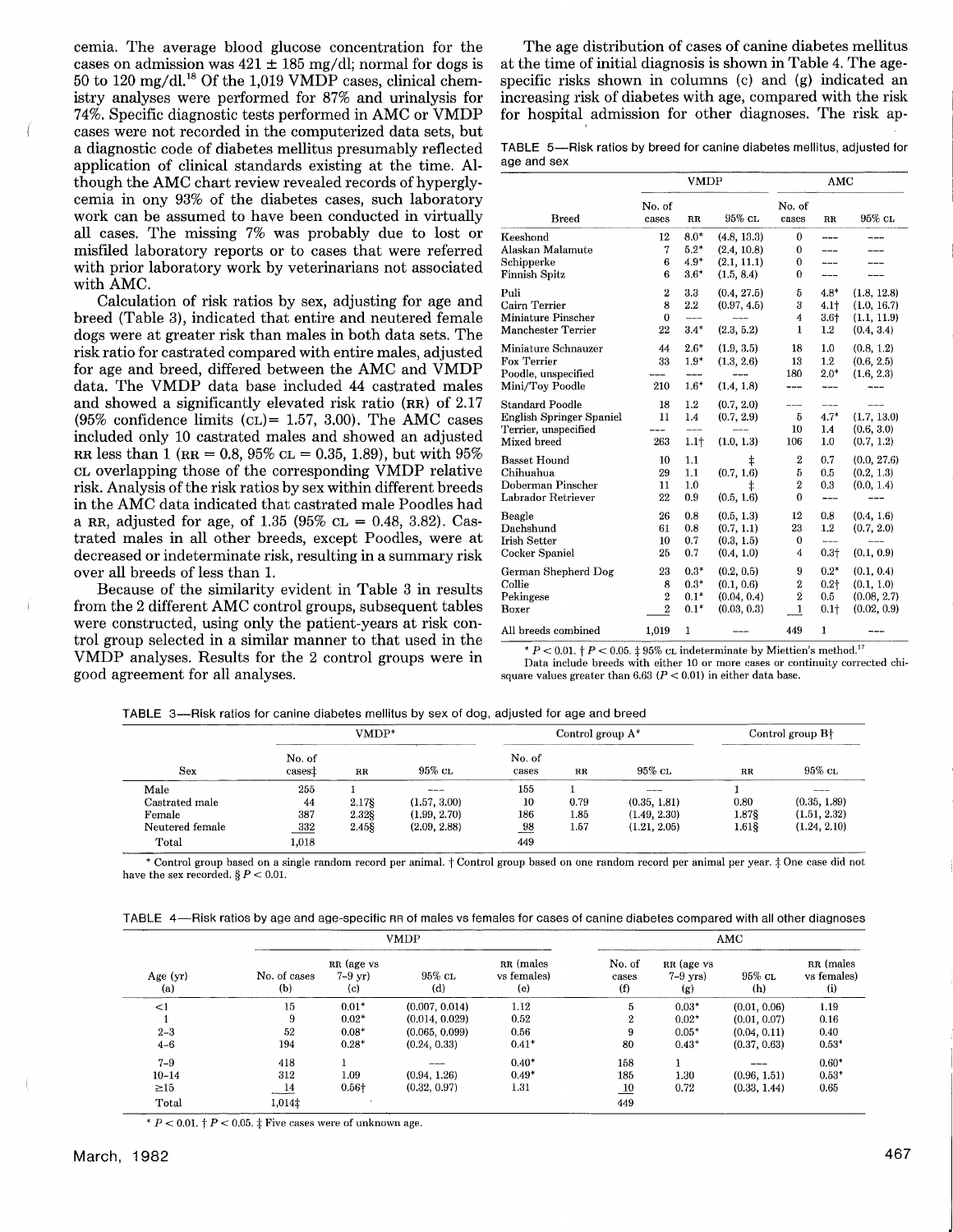cemia. The average blood glucose concentration for the cases on admission was 421 ± 185 mg/dl; normal for dogs is 50 to 120 mg/dl.[18] Of the 1,019 VMDP cases, clinical chemistry analyses were performed for 87% and urinalysis for 74%. Specific diagnostic tests performed in AMC or VMDP cases were not recorded in the computerized data sets, but a diagnostic code of diabetes mellitus presumably reflected application of clinical standards existing at the time. Although the AMC chart review revealed records of hyperglycemia in ony 93% of the diabetes cases, such laboratory work can be assumed to have been conducted in virtually all cases. The missing 7% was probably due to lost or misfiled laboratory reports or to cases that were referred with prior laboratory work by veterinarians not associated with AMC.

Calculation of risk ratios by sex, adjusting for age and breed (Table 3), indicated that entire and neutered female dogs were at greater risk than males in both data sets. The risk ratio for castrated compared with entire males, adjusted for age and breed, differed between the AMC and VMDP data. The VMDP data base included 44 castrated males and showed a significantly elevated risk ratio (RR) of 2.17 (95% confidence limits (CL) = 1.57, 3.00). The AMC cases included only 10 castrated males and showed an adjusted RR less than 1 (RR = 0.8, 95% CL = 0.35, 1.89), but with 95% CL overlapping those of the corresponding VMDP relative risk. Analysis of the risk ratios by sex within different breeds in the AMC data indicated that castrated male Poodles had a RR, adjusted for age, of 1.35 (95% CL = 0.48, 3.82). Castrated males in all other breeds, except Poodles, were at decreased or indeterminate risk, resulting in a summary risk over all breeds of less than 1.

Because of the similarity evident in Table 3 in results from the 2 different AMC control groups, subsequent tables were constructed, using only the patient-years at risk control group selected in a similar manner to that used in the VMDP analyses. Results for the 2 control groups were in good agreement for all analyses.

The age distribution of cases of canine diabetes mellitus at the time of initial diagnosis is shown in Table 4. The age-specific risks shown in columns (c) and (g) indicated an increasing risk of diabetes with age, compared with the risk for hospital admission for other diagnoses. The risk ap-

TABLE 5—Risk ratios by breed for canine diabetes mellitus, adjusted for age and sex

| | VMDP | | | AMC | | |
|---|---|---|---|---|---|---|
| Breed | No. of cases | RR | 95% CL | No. of cases | RR | 95% CL |
| Keeshond | 12 | 8.0* | (4.8, 13.3) | 0 | --- | --- |
| Alaskan Malamute | 7 | 5.2* | (2.4, 10.8) | 0 | --- | --- |
| Schipperke | 6 | 4.9* | (2.1, 11.1) | 0 | --- | --- |
| Finnish Spitz | 6 | 3.6* | (1.5, 8.4) | 0 | --- | --- |
| Puli | 2 | 3.3 | (0.4, 27.5) | 5 | 4.8* | (1.8, 12.8) |
| Cairn Terrier | 8 | 2.2 | (0.97, 4.5) | 3 | 4.1† | (1.0, 16.7) |
| Miniature Pinscher | 0 | --- | --- | 4 | 3.6† | (1.1, 11.9) |
| Manchester Terrier | 22 | 3.4* | (2.3, 5.2) | 1 | 1.2 | (0.4, 3.4) |
| Miniature Schnauzer | 44 | 2.6* | (1.9, 3.5) | 18 | 1.0 | (0.8, 1.2) |
| Fox Terrier | 33 | 1.9* | (1.3, 2.6) | 13 | 1.2 | (0.6, 2.5) |
| Poodle, unspecified | --- | --- | --- | 180 | 2.0* | (1.6, 2.3) |
| Mini/Toy Poodle | 210 | 1.6* | (1.4, 1.8) | --- | --- | --- |
| Standard Poodle | 18 | 1.2 | (0.7, 2.0) | --- | --- | --- |
| English Springer Spaniel | 11 | 1.4 | (0.7, 2.9) | 5 | 4.7* | (1.7, 13.0) |
| Terrier, unspecified | --- | --- | --- | 10 | 1.4 | (0.6, 3.0) |
| Mixed breed | 263 | 1.1† | (1.0, 1.3) | 106 | 1.0 | (0.7, 1.2) |
| Basset Hound | 10 | 1.1 | ‡ | 2 | 0.7 | (0.0, 27.6) |
| Chihuahua | 29 | 1.1 | (0.7, 1.6) | 5 | 0.5 | (0.2, 1.3) |
| Doberman Pinscher | 11 | 1.0 | ‡ | 2 | 0.3 | (0.0, 1.4) |
| Labrador Retriever | 22 | 0.9 | (0.5, 1.6) | 0 | --- | --- |
| Beagle | 26 | 0.8 | (0.5, 1.3) | 12 | 0.8 | (0.4, 1.6) |
| Dachshund | 61 | 0.8 | (0.7, 1.1) | 23 | 1.2 | (0.7, 2.0) |
| Irish Setter | 10 | 0.7 | (0.3, 1.5) | 0 | --- | --- |
| Cocker Spaniel | 25 | 0.7 | (0.4, 1.0) | 4 | 0.3† | (0.1, 0.9) |
| German Shepherd Dog | 23 | 0.3* | (0.2, 0.5) | 9 | 0.2* | (0.1, 0.4) |
| Collie | 8 | 0.3* | (0.1, 0.6) | 2 | 0.2† | (0.1, 1.0) |
| Pekingese | 2 | 0.1* | (0.04, 0.4) | 2 | 0.5 | (0.08, 2.7) |
| Boxer | 2 | 0.1* | (0.03, 0.3) | 1 | 0.1† | (0.02, 0.9) |
| All breeds combined | 1,019 | 1 | --- | 449 | 1 | --- |

* $P < 0.01$. † $P < 0.05$. ‡ 95% CL indeterminate by Miettien's method.[17]
Data include breeds with either 10 or more cases or continuity corrected chi-square values greater than 6.63 ($P < 0.01$) in either data base.

TABLE 3—Risk ratios for canine diabetes mellitus by sex of dog, adjusted for age and breed

| | VMDP* | | | Control group A* | | | Control group B† | |
|---|---|---|---|---|---|---|---|---|
| Sex | No. of cases‡ | RR | 95% CL | No. of cases | RR | 95% CL | RR | 95% CL |
| Male | 255 | 1 | --- | 155 | 1 | --- | 1 | --- |
| Castrated male | 44 | 2.17§ | (1.57, 3.00) | 10 | 0.79 | (0.35, 1.81) | 0.80 | (0.35, 1.89) |
| Female | 387 | 2.32§ | (1.99, 2.70) | 186 | 1.85 | (1.49, 2.30) | 1.87§ | (1.51, 2.32) |
| Neutered female | 332 | 2.45§ | (2.09, 2.88) | 98 | 1.57 | (1.21, 2.05) | 1.61§ | (1.24, 2.10) |
| Total | 1,018 | | | 449 | | | | |

* Control group based on a single random record per animal. † Control group based on one random record per animal per year. ‡ One case did not have the sex recorded. § $P < 0.01$.

TABLE 4—Risk ratios by age and age-specific RR of males vs females for cases of canine diabetes compared with all other diagnoses

| | VMDP | | | | AMC | | | |
|---|---|---|---|---|---|---|---|---|
| Age (yr) (a) | No. of cases (b) | RR (age vs 7–9 yr) (c) | 95% CL (d) | RR (males vs females) (e) | No. of cases (f) | RR (age vs 7–9 yrs) (g) | 95% CL (h) | RR (males vs females) (i) |
| <1 | 15 | 0.01* | (0.007, 0.014) | 1.12 | 5 | 0.03* | (0.01, 0.06) | 1.19 |
| 1 | 9 | 0.02* | (0.014, 0.029) | 0.52 | 2 | 0.02* | (0.01, 0.07) | 0.16 |
| 2–3 | 52 | 0.08* | (0.065, 0.099) | 0.56 | 9 | 0.05* | (0.04, 0.11) | 0.40 |
| 4–6 | 194 | 0.28* | (0.24, 0.33) | 0.41* | 80 | 0.43* | (0.37, 0.63) | 0.53* |
| 7–9 | 418 | 1 | --- | 0.40* | 158 | 1 | --- | 0.60* |
| 10–14 | 312 | 1.09 | (0.94, 1.26) | 0.49* | 185 | 1.30 | (0.96, 1.51) | 0.53* |
| ≥15 | 14 | 0.56† | (0.32, 0.97) | 1.31 | 10 | 0.72 | (0.33, 1.44) | 0.65 |
| Total | 1,014‡ | | | | 449 | | | |

* $P < 0.01$. † $P < 0.05$. ‡ Five cases were of unknown age.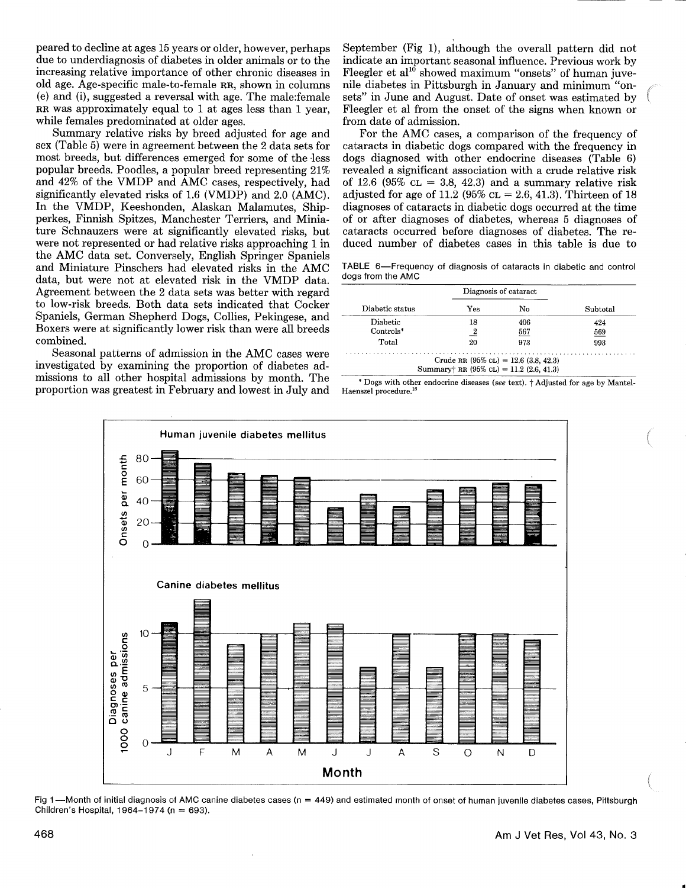peared to decline at ages 15 years or older, however, perhaps due to underdiagnosis of diabetes in older animals or to the increasing relative importance of other chronic diseases in old age. Age-specific male-to-female RR, shown in columns (e) and (i), suggested a reversal with age. The male:female RR was approximately equal to 1 at ages less than 1 year, while females predominated at older ages.

Summary relative risks by breed adjusted for age and sex (Table 5) were in agreement between the 2 data sets for most breeds, but differences emerged for some of the less popular breeds. Poodles, a popular breed representing 21% and 42% of the VMDP and AMC cases, respectively, had significantly elevated risks of 1.6 (VMDP) and 2.0 (AMC). In the VMDP, Keeshonden, Alaskan Malamutes, Shipperkes, Finnish Spitzes, Manchester Terriers, and Miniature Schnauzers were at significantly elevated risks, but were not represented or had relative risks approaching 1 in the AMC data set. Conversely, English Springer Spaniels and Miniature Pinschers had elevated risks in the AMC data, but were not at elevated risk in the VMDP data. Agreement between the 2 data sets was better with regard to low-risk breeds. Both data sets indicated that Cocker Spaniels, German Shepherd Dogs, Collies, Pekingese, and Boxers were at significantly lower risk than were all breeds combined.

Seasonal patterns of admission in the AMC cases were investigated by examining the proportion of diabetes admissions to all other hospital admissions by month. The proportion was greatest in February and lowest in July and September (Fig 1), although the overall pattern did not indicate an important seasonal influence. Previous work by Fleegler et al[10] showed maximum "onsets" of human juvenile diabetes in Pittsburgh in January and minimum "onsets" in June and August. Date of onset was estimated by Fleegler et al from the onset of the signs when known or from date of admission.

For the AMC cases, a comparison of the frequency of cataracts in diabetic dogs compared with the frequency in dogs diagnosed with other endocrine diseases (Table 6) revealed a significant association with a crude relative risk of 12.6 (95% CL = 3.8, 42.3) and a summary relative risk adjusted for age of 11.2 (95% CL = 2.6, 41.3). Thirteen of 18 diagnoses of cataracts in diabetic dogs occurred at the time of or after diagnoses of diabetes, whereas 5 diagnoses of cataracts occurred before diagnoses of diabetes. The reduced number of diabetes cases in this table is due to

TABLE 6—Frequency of diagnosis of cataracts in diabetic and control dogs from the AMC

| Diabetic status | Diagnosis of cataract | | Subtotal |
|---|---|---|---|
| | Yes | No | |
| Diabetic | 18 | 406 | 424 |
| Controls* | 2 | 567 | 569 |
| Total | 20 | 973 | 993 |

Crude RR (95% CL) = 12.6 (3.8, 42.3)
Summary† RR (95% CL) = 11.2 (2.6, 41.3)

\* Dogs with other endocrine diseases (*see* text). † Adjusted for age by Mantel-Haenszel procedure.[15]

Fig 1—Month of initial diagnosis of AMC canine diabetes cases (n = 449) and estimated month of onset of human juvenile diabetes cases, Pittsburgh Children's Hospital, 1964–1974 (n = 693).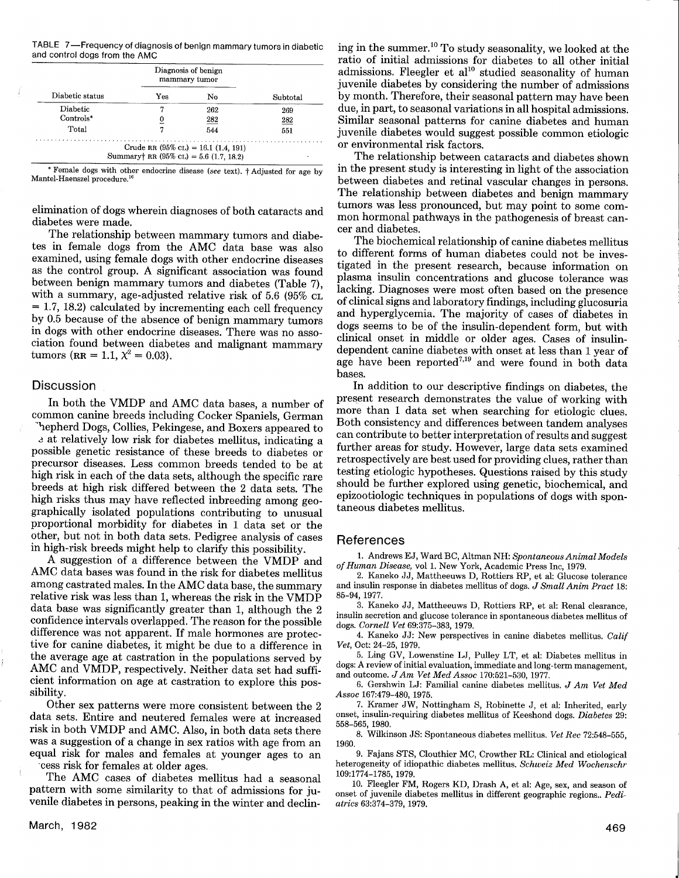TABLE 7—Frequency of diagnosis of benign mammary tumors in diabetic and control dogs from the AMC

| Diabetic status | Diagnosis of benign mammary tumor | | Subtotal |
|---|---|---|---|
| | Yes | No | |
| Diabetic | 7 | 262 | 269 |
| Controls* | 0 | 282 | 282 |
| Total | 7 | 544 | 551 |

Crude RR (95% CL) = 16.1 (1.4, 191)
Summary† RR (95% CL) = 5.6 (1.7, 18.2)

\* Female dogs with other endocrine disease (*see* text). † Adjusted for age by Mantel-Haenszel procedure.[16]

elimination of dogs wherein diagnoses of both cataracts and diabetes were made.

The relationship between mammary tumors and diabetes in female dogs from the AMC data base was also examined, using female dogs with other endocrine diseases as the control group. A significant association was found between benign mammary tumors and diabetes (Table 7), with a summary, age-adjusted relative risk of 5.6 (95% CL = 1.7, 18.2) calculated by incrementing each cell frequency by 0.5 because of the absence of benign mammary tumors in dogs with other endocrine diseases. There was no association found between diabetes and malignant mammary tumors (RR = 1.1, $\chi^2 = 0.03$).

## Discussion

In both the VMDP and AMC data bases, a number of common canine breeds including Cocker Spaniels, German Shepherd Dogs, Collies, Pekingese, and Boxers appeared to be at relatively low risk for diabetes mellitus, indicating a possible genetic resistance of these breeds to diabetes or precursor diseases. Less common breeds tended to be at high risk in each of the data sets, although the specific rare breeds at high risk differed between the 2 data sets. The high risks thus may have reflected inbreeding among geographically isolated populations contributing to unusual proportional morbidity for diabetes in 1 data set or the other, but not in both data sets. Pedigree analysis of cases in high-risk breeds might help to clarify this possibility.

A suggestion of a difference between the VMDP and AMC data bases was found in the risk for diabetes mellitus among castrated males. In the AMC data base, the summary relative risk was less than 1, whereas the risk in the VMDP data base was significantly greater than 1, although the 2 confidence intervals overlapped. The reason for the possible difference was not apparent. If male hormones are protective for canine diabetes, it might be due to a difference in the average age at castration in the populations served by AMC and VMDP, respectively. Neither data set had sufficient information on age at castration to explore this possibility.

Other sex patterns were more consistent between the 2 data sets. Entire and neutered females were at increased risk in both VMDP and AMC. Also, in both data sets there was a suggestion of a change in sex ratios with age from an equal risk for males and females at younger ages to an excess risk for females at older ages.

The AMC cases of diabetes mellitus had a seasonal pattern with some similarity to that of admissions for juvenile diabetes in persons, peaking in the winter and declining in the summer.[10] To study seasonality, we looked at the ratio of initial admissions for diabetes to all other initial admissions. Fleegler et al[10] studied seasonality of human juvenile diabetes by considering the number of admissions by month. Therefore, their seasonal pattern may have been due, in part, to seasonal variations in all hospital admissions. Similar seasonal patterns for canine diabetes and human juvenile diabetes would suggest possible common etiologic or environmental risk factors.

The relationship between cataracts and diabetes shown in the present study is interesting in light of the association between diabetes and retinal vascular changes in persons. The relationship between diabetes and benign mammary tumors was less pronounced, but may point to some common hormonal pathways in the pathogenesis of breast cancer and diabetes.

The biochemical relationship of canine diabetes mellitus to different forms of human diabetes could not be investigated in the present research, because information on plasma insulin concentrations and glucose tolerance was lacking. Diagnoses were most often based on the presence of clinical signs and laboratory findings, including glucosuria and hyperglycemia. The majority of cases of diabetes in dogs seems to be of the insulin-dependent form, but with clinical onset in middle or older ages. Cases of insulin-dependent canine diabetes with onset at less than 1 year of age have been reported[7,19] and were found in both data bases.

In addition to our descriptive findings on diabetes, the present research demonstrates the value of working with more than 1 data set when searching for etiologic clues. Both consistency and differences between tandem analyses can contribute to better interpretation of results and suggest further areas for study. However, large data sets examined retrospectively are best used for providing clues, rather than testing etiologic hypotheses. Questions raised by this study should be further explored using genetic, biochemical, and epizootiologic techniques in populations of dogs with spontaneous diabetes mellitus.

## References

1. Andrews EJ, Ward BC, Altman NH: *Spontaneous Animal Models of Human Disease*, vol 1. New York, Academic Press Inc, 1979.
2. Kaneko JJ, Mattheeuws D, Rottiers RP, et al: Glucose tolerance and insulin response in diabetes mellitus of dogs. *J Small Anim Pract* 18: 85–94, 1977.
3. Kaneko JJ, Mattheeuws D, Rottiers RP, et al: Renal clearance, insulin secretion and glucose tolerance in spontaneous diabetes mellitus of dogs. *Cornell Vet* 69:375–383, 1979.
4. Kaneko JJ: New perspectives in canine diabetes mellitus. *Calif Vet*, Oct: 24–25, 1979.
5. Ling GV, Lowenstine LJ, Pulley LT, et al: Diabetes mellitus in dogs: A review of initial evaluation, immediate and long-term management, and outcome. *J Am Vet Med Assoc* 170:521–530, 1977.
6. Gershwin LJ: Familial canine diabetes mellitus. *J Am Vet Med Assoc* 167:479–480, 1975.
7. Kramer JW, Nottingham S, Robinette J, et al: Inherited, early onset, insulin-requiring diabetes mellitus of Keeshond dogs. *Diabetes* 29: 558–565, 1980.
8. Wilkinson JS: Spontaneous diabetes mellitus. *Vet Rec* 72:548–555, 1960.
9. Fajans STS, Clouthier MC, Crowther RL: Clinical and etiological heterogeneity of idiopathic diabetes mellitus. *Schweiz Med Wochenschr* 109:1774–1785, 1979.
10. Fleegler FM, Rogers KD, Drash A, et al: Age, sex, and season of onset of juvenile diabetes mellitus in different geographic regions.. *Pediatrics* 63:374–379, 1979.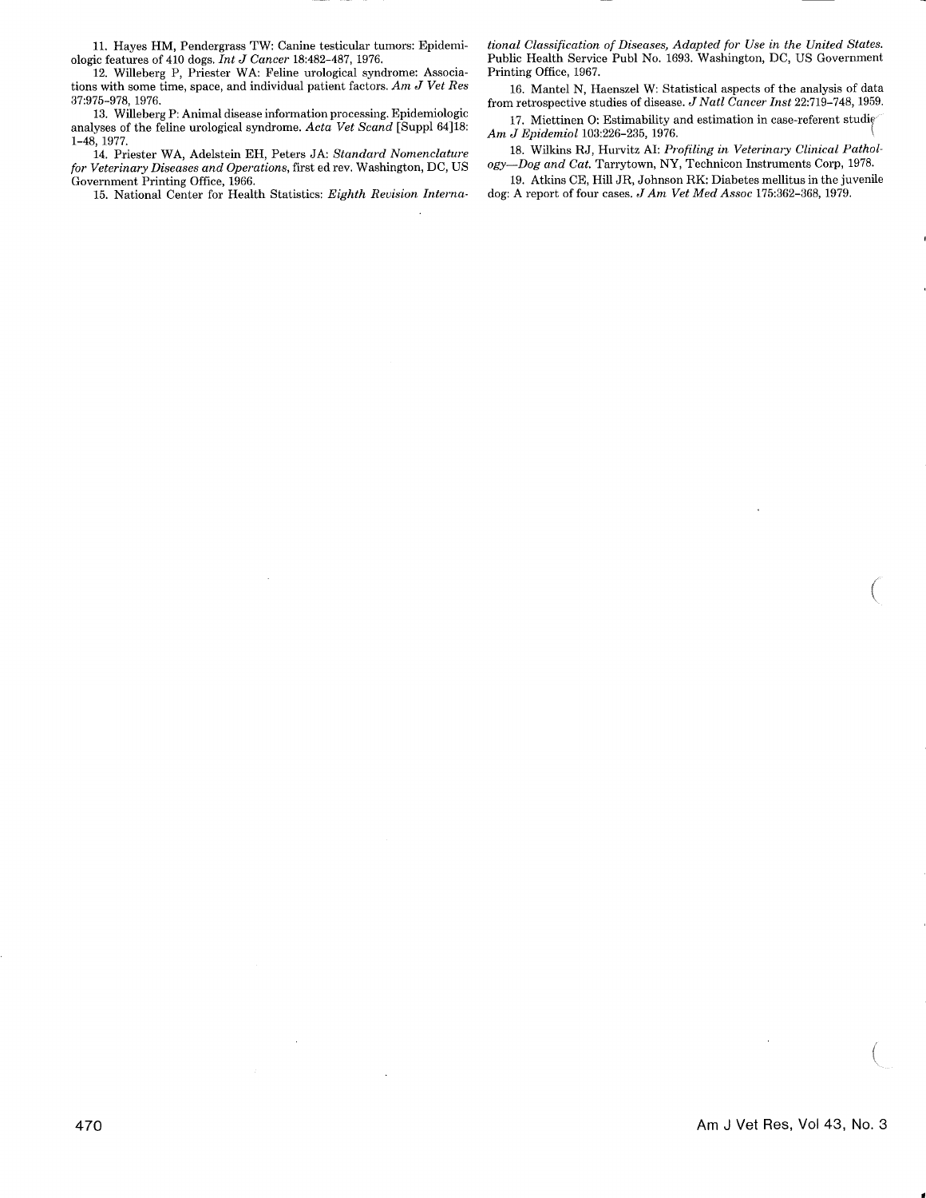11. Hayes HM, Pendergrass TW: Canine testicular tumors: Epidemiologic features of 410 dogs. *Int J Cancer* 18:482–487, 1976.

12. Willeberg P, Priester WA: Feline urological syndrome: Associations with some time, space, and individual patient factors. *Am J Vet Res* 37:975–978, 1976.

13. Willeberg P: Animal disease information processing. Epidemiologic analyses of the feline urological syndrome. *Acta Vet Scand* [Suppl 64]18: 1–48, 1977.

14. Priester WA, Adelstein EH, Peters JA: *Standard Nomenclature for Veterinary Diseases and Operations*, first ed rev. Washington, DC, US Government Printing Office, 1966.

15. National Center for Health Statistics: *Eighth Revision International Classification of Diseases, Adapted for Use in the United States.* Public Health Service Publ No. 1693. Washington, DC, US Government Printing Office, 1967.

16. Mantel N, Haenszel W: Statistical aspects of the analysis of data from retrospective studies of disease. *J Natl Cancer Inst* 22:719–748, 1959.

17. Miettinen O: Estimability and estimation in case-referent studies. *Am J Epidemiol* 103:226–235, 1976.

18. Wilkins RJ, Hurvitz AI: *Profiling in Veterinary Clinical Pathology—Dog and Cat.* Tarrytown, NY, Technicon Instruments Corp, 1978.

19. Atkins CE, Hill JR, Johnson RK: Diabetes mellitus in the juvenile dog: A report of four cases. *J Am Vet Med Assoc* 175:362–368, 1979.